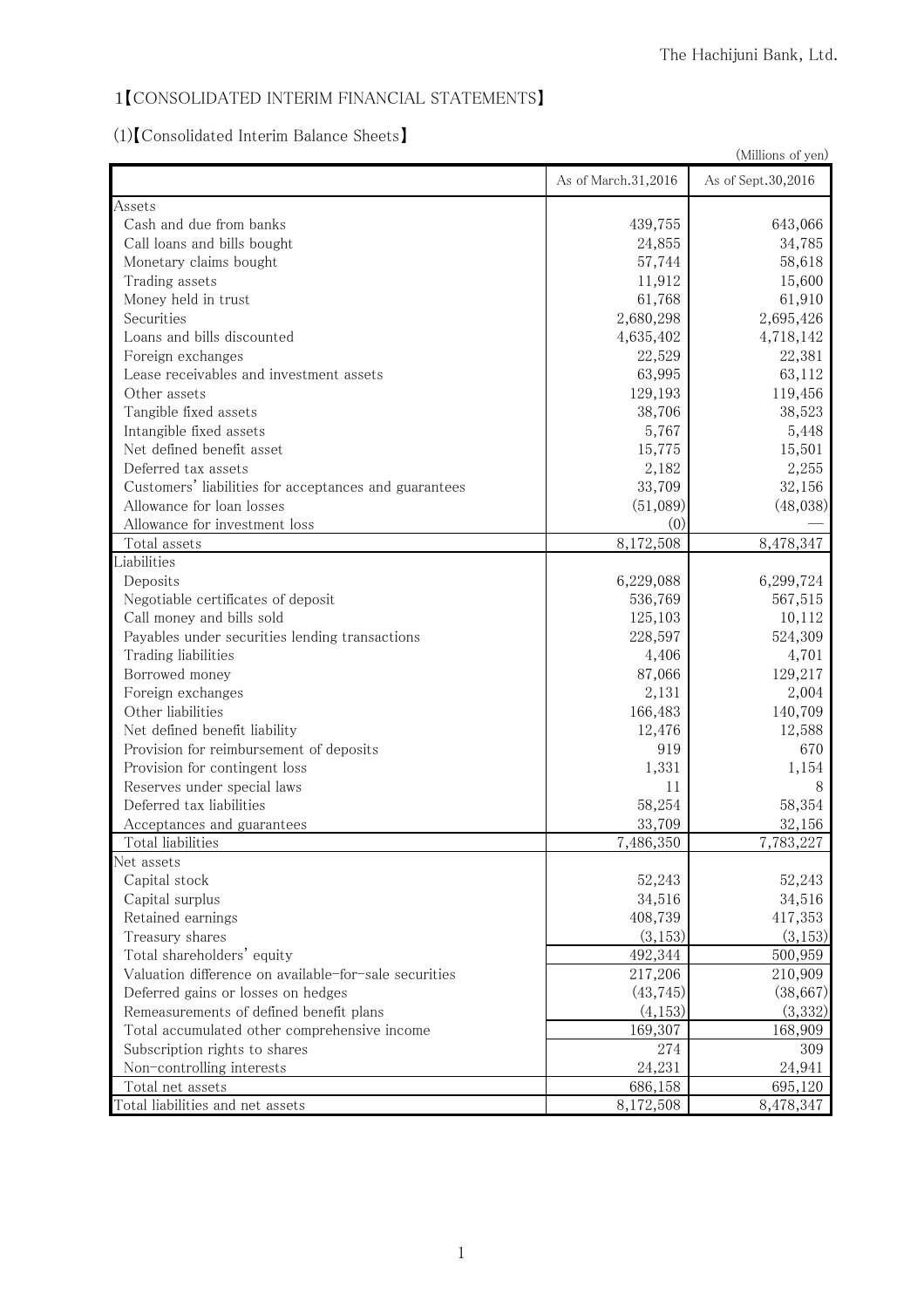The Hachijuni Bank, Ltd.

# 1【CONSOLIDATED INTERIM FINANCIAL STATEMENTS】

## (1)【Consolidated Interim Balance Sheets】

(Millions of yen)

| | As of March.31,2016 | As of Sept.30,2016 |
|---|---|---|
| Assets | | |
| Cash and due from banks | 439,755 | 643,066 |
| Call loans and bills bought | 24,855 | 34,785 |
| Monetary claims bought | 57,744 | 58,618 |
| Trading assets | 11,912 | 15,600 |
| Money held in trust | 61,768 | 61,910 |
| Securities | 2,680,298 | 2,695,426 |
| Loans and bills discounted | 4,635,402 | 4,718,142 |
| Foreign exchanges | 22,529 | 22,381 |
| Lease receivables and investment assets | 63,995 | 63,112 |
| Other assets | 129,193 | 119,456 |
| Tangible fixed assets | 38,706 | 38,523 |
| Intangible fixed assets | 5,767 | 5,448 |
| Net defined benefit asset | 15,775 | 15,501 |
| Deferred tax assets | 2,182 | 2,255 |
| Customers' liabilities for acceptances and guarantees | 33,709 | 32,156 |
| Allowance for loan losses | (51,089) | (48,038) |
| Allowance for investment loss | (0) | — |
| Total assets | 8,172,508 | 8,478,347 |
| Liabilities | | |
| Deposits | 6,229,088 | 6,299,724 |
| Negotiable certificates of deposit | 536,769 | 567,515 |
| Call money and bills sold | 125,103 | 10,112 |
| Payables under securities lending transactions | 228,597 | 524,309 |
| Trading liabilities | 4,406 | 4,701 |
| Borrowed money | 87,066 | 129,217 |
| Foreign exchanges | 2,131 | 2,004 |
| Other liabilities | 166,483 | 140,709 |
| Net defined benefit liability | 12,476 | 12,588 |
| Provision for reimbursement of deposits | 919 | 670 |
| Provision for contingent loss | 1,331 | 1,154 |
| Reserves under special laws | 11 | 8 |
| Deferred tax liabilities | 58,254 | 58,354 |
| Acceptances and guarantees | 33,709 | 32,156 |
| Total liabilities | 7,486,350 | 7,783,227 |
| Net assets | | |
| Capital stock | 52,243 | 52,243 |
| Capital surplus | 34,516 | 34,516 |
| Retained earnings | 408,739 | 417,353 |
| Treasury shares | (3,153) | (3,153) |
| Total shareholders' equity | 492,344 | 500,959 |
| Valuation difference on available-for-sale securities | 217,206 | 210,909 |
| Deferred gains or losses on hedges | (43,745) | (38,667) |
| Remeasurements of defined benefit plans | (4,153) | (3,332) |
| Total accumulated other comprehensive income | 169,307 | 168,909 |
| Subscription rights to shares | 274 | 309 |
| Non-controlling interests | 24,231 | 24,941 |
| Total net assets | 686,158 | 695,120 |
| Total liabilities and net assets | 8,172,508 | 8,478,347 |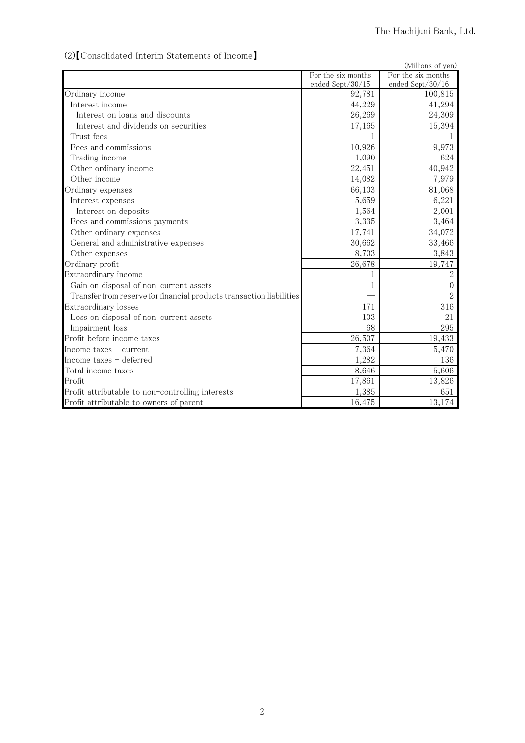(2)【Consolidated Interim Statements of Income】

(Millions of yen)

| | For the six months ended Sept/30/15 | For the six months ended Sept/30/16 |
|---|---|---|
| Ordinary income | 92,781 | 100,815 |
| Interest income | 44,229 | 41,294 |
| Interest on loans and discounts | 26,269 | 24,309 |
| Interest and dividends on securities | 17,165 | 15,394 |
| Trust fees | 1 | 1 |
| Fees and commissions | 10,926 | 9,973 |
| Trading income | 1,090 | 624 |
| Other ordinary income | 22,451 | 40,942 |
| Other income | 14,082 | 7,979 |
| Ordinary expenses | 66,103 | 81,068 |
| Interest expenses | 5,659 | 6,221 |
| Interest on deposits | 1,564 | 2,001 |
| Fees and commissions payments | 3,335 | 3,464 |
| Other ordinary expenses | 17,741 | 34,072 |
| General and administrative expenses | 30,662 | 33,466 |
| Other expenses | 8,703 | 3,843 |
| Ordinary profit | 26,678 | 19,747 |
| Extraordinary income | 1 | 2 |
| Gain on disposal of non-current assets | 1 | 0 |
| Transfer from reserve for financial products transaction liabilities | — | 2 |
| Extraordinary losses | 171 | 316 |
| Loss on disposal of non-current assets | 103 | 21 |
| Impairment loss | 68 | 295 |
| Profit before income taxes | 26,507 | 19,433 |
| Income taxes - current | 7,364 | 5,470 |
| Income taxes - deferred | 1,282 | 136 |
| Total income taxes | 8,646 | 5,606 |
| Profit | 17,861 | 13,826 |
| Profit attributable to non-controlling interests | 1,385 | 651 |
| Profit attributable to owners of parent | 16,475 | 13,174 |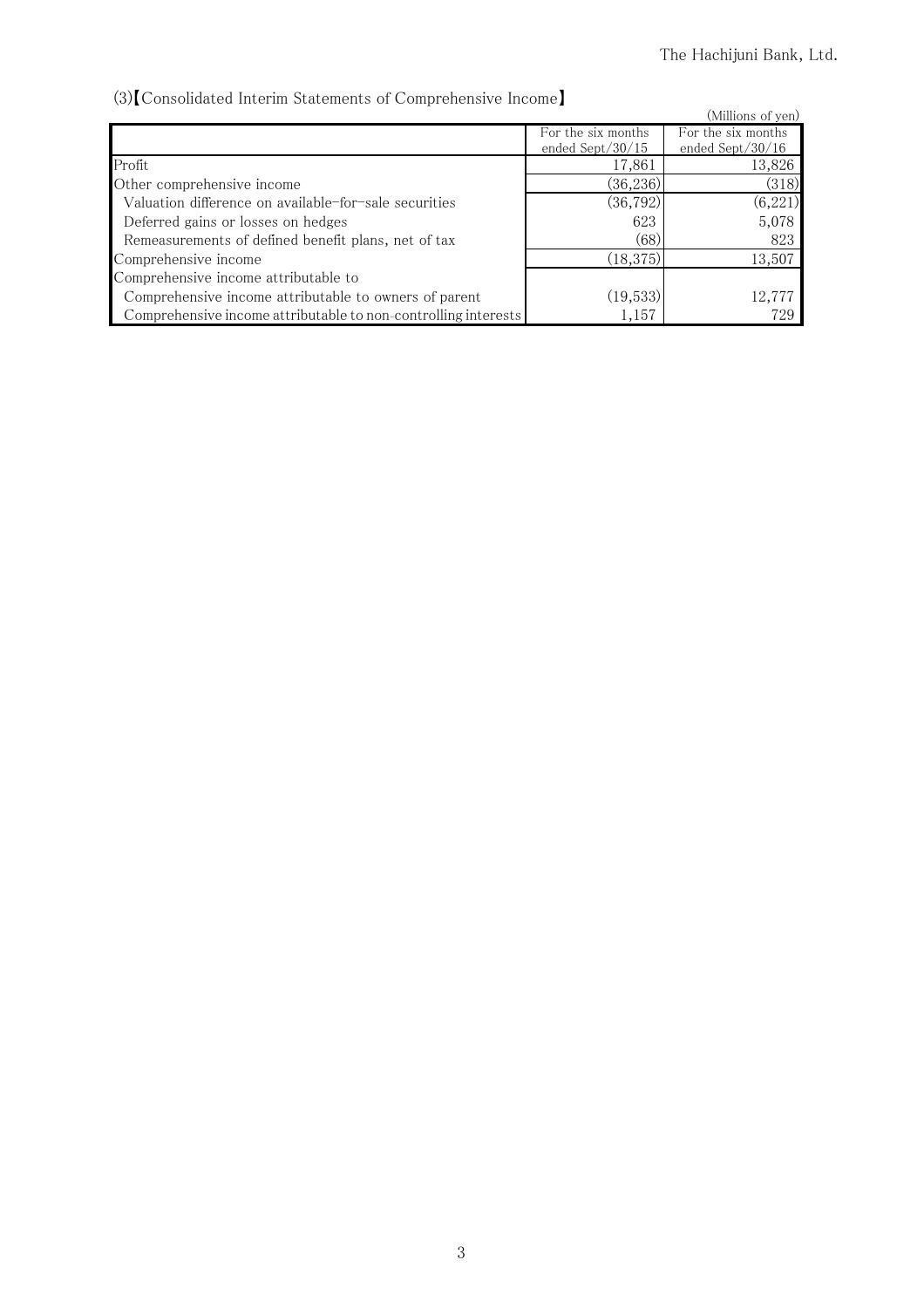(3)【Consolidated Interim Statements of Comprehensive Income】

(Millions of yen)

| | For the six months ended Sept/30/15 | For the six months ended Sept/30/16 |
|---|---|---|
| Profit | 17,861 | 13,826 |
| Other comprehensive income | (36,236) | (318) |
| Valuation difference on available-for-sale securities | (36,792) | (6,221) |
| Deferred gains or losses on hedges | 623 | 5,078 |
| Remeasurements of defined benefit plans, net of tax | (68) | 823 |
| Comprehensive income | (18,375) | 13,507 |
| Comprehensive income attributable to | | |
| Comprehensive income attributable to owners of parent | (19,533) | 12,777 |
| Comprehensive income attributable to non-controlling interests | 1,157 | 729 |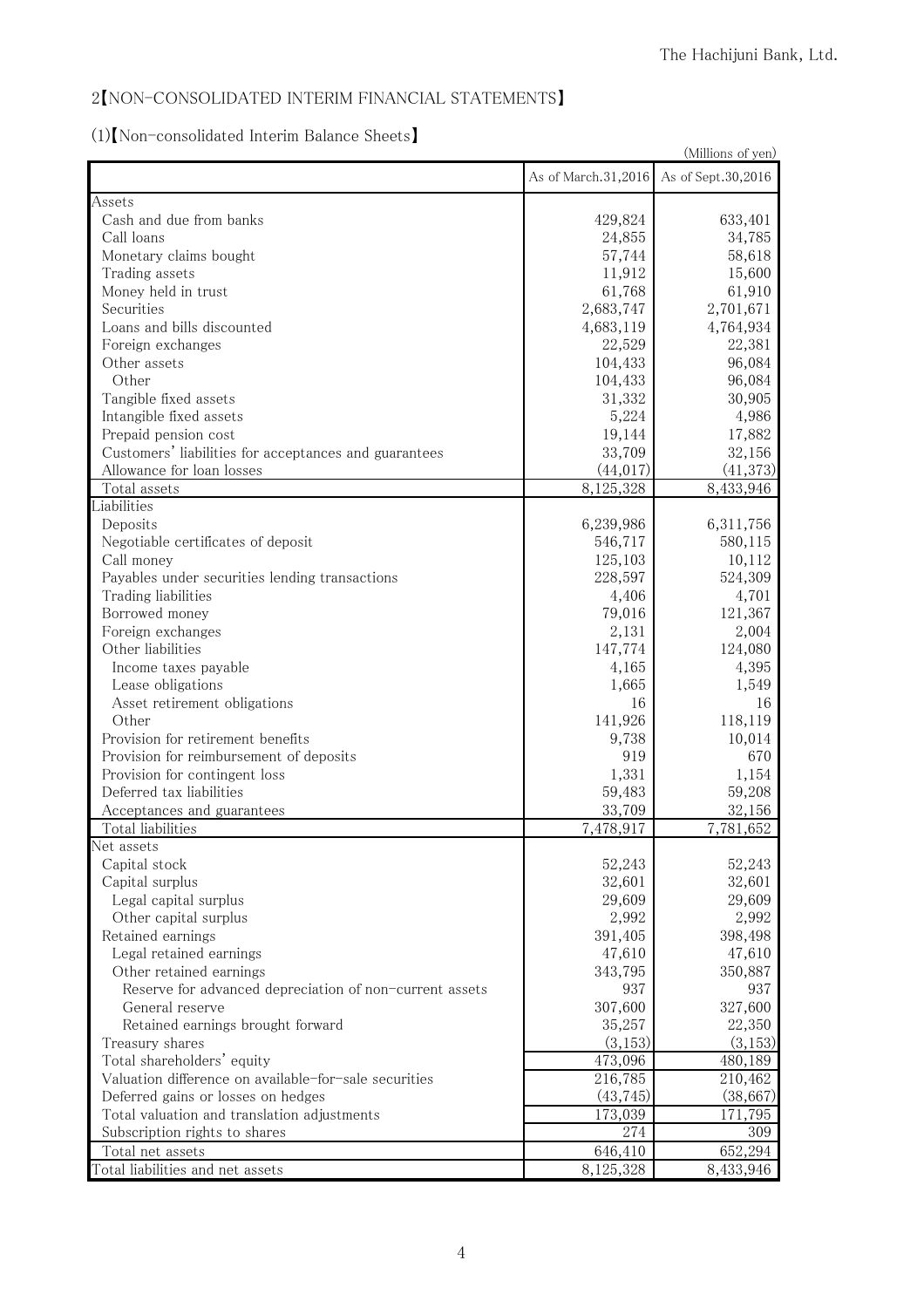## 2【NON-CONSOLIDATED INTERIM FINANCIAL STATEMENTS】

### (1)【Non-consolidated Interim Balance Sheets】

(Millions of yen)

| | As of March.31,2016 | As of Sept.30,2016 |
|---|---|---|
| Assets | | |
| Cash and due from banks | 429,824 | 633,401 |
| Call loans | 24,855 | 34,785 |
| Monetary claims bought | 57,744 | 58,618 |
| Trading assets | 11,912 | 15,600 |
| Money held in trust | 61,768 | 61,910 |
| Securities | 2,683,747 | 2,701,671 |
| Loans and bills discounted | 4,683,119 | 4,764,934 |
| Foreign exchanges | 22,529 | 22,381 |
| Other assets | 104,433 | 96,084 |
| Other | 104,433 | 96,084 |
| Tangible fixed assets | 31,332 | 30,905 |
| Intangible fixed assets | 5,224 | 4,986 |
| Prepaid pension cost | 19,144 | 17,882 |
| Customers' liabilities for acceptances and guarantees | 33,709 | 32,156 |
| Allowance for loan losses | (44,017) | (41,373) |
| Total assets | 8,125,328 | 8,433,946 |
| Liabilities | | |
| Deposits | 6,239,986 | 6,311,756 |
| Negotiable certificates of deposit | 546,717 | 580,115 |
| Call money | 125,103 | 10,112 |
| Payables under securities lending transactions | 228,597 | 524,309 |
| Trading liabilities | 4,406 | 4,701 |
| Borrowed money | 79,016 | 121,367 |
| Foreign exchanges | 2,131 | 2,004 |
| Other liabilities | 147,774 | 124,080 |
| Income taxes payable | 4,165 | 4,395 |
| Lease obligations | 1,665 | 1,549 |
| Asset retirement obligations | 16 | 16 |
| Other | 141,926 | 118,119 |
| Provision for retirement benefits | 9,738 | 10,014 |
| Provision for reimbursement of deposits | 919 | 670 |
| Provision for contingent loss | 1,331 | 1,154 |
| Deferred tax liabilities | 59,483 | 59,208 |
| Acceptances and guarantees | 33,709 | 32,156 |
| Total liabilities | 7,478,917 | 7,781,652 |
| Net assets | | |
| Capital stock | 52,243 | 52,243 |
| Capital surplus | 32,601 | 32,601 |
| Legal capital surplus | 29,609 | 29,609 |
| Other capital surplus | 2,992 | 2,992 |
| Retained earnings | 391,405 | 398,498 |
| Legal retained earnings | 47,610 | 47,610 |
| Other retained earnings | 343,795 | 350,887 |
| Reserve for advanced depreciation of non-current assets | 937 | 937 |
| General reserve | 307,600 | 327,600 |
| Retained earnings brought forward | 35,257 | 22,350 |
| Treasury shares | (3,153) | (3,153) |
| Total shareholders' equity | 473,096 | 480,189 |
| Valuation difference on available-for-sale securities | 216,785 | 210,462 |
| Deferred gains or losses on hedges | (43,745) | (38,667) |
| Total valuation and translation adjustments | 173,039 | 171,795 |
| Subscription rights to shares | 274 | 309 |
| Total net assets | 646,410 | 652,294 |
| Total liabilities and net assets | 8,125,328 | 8,433,946 |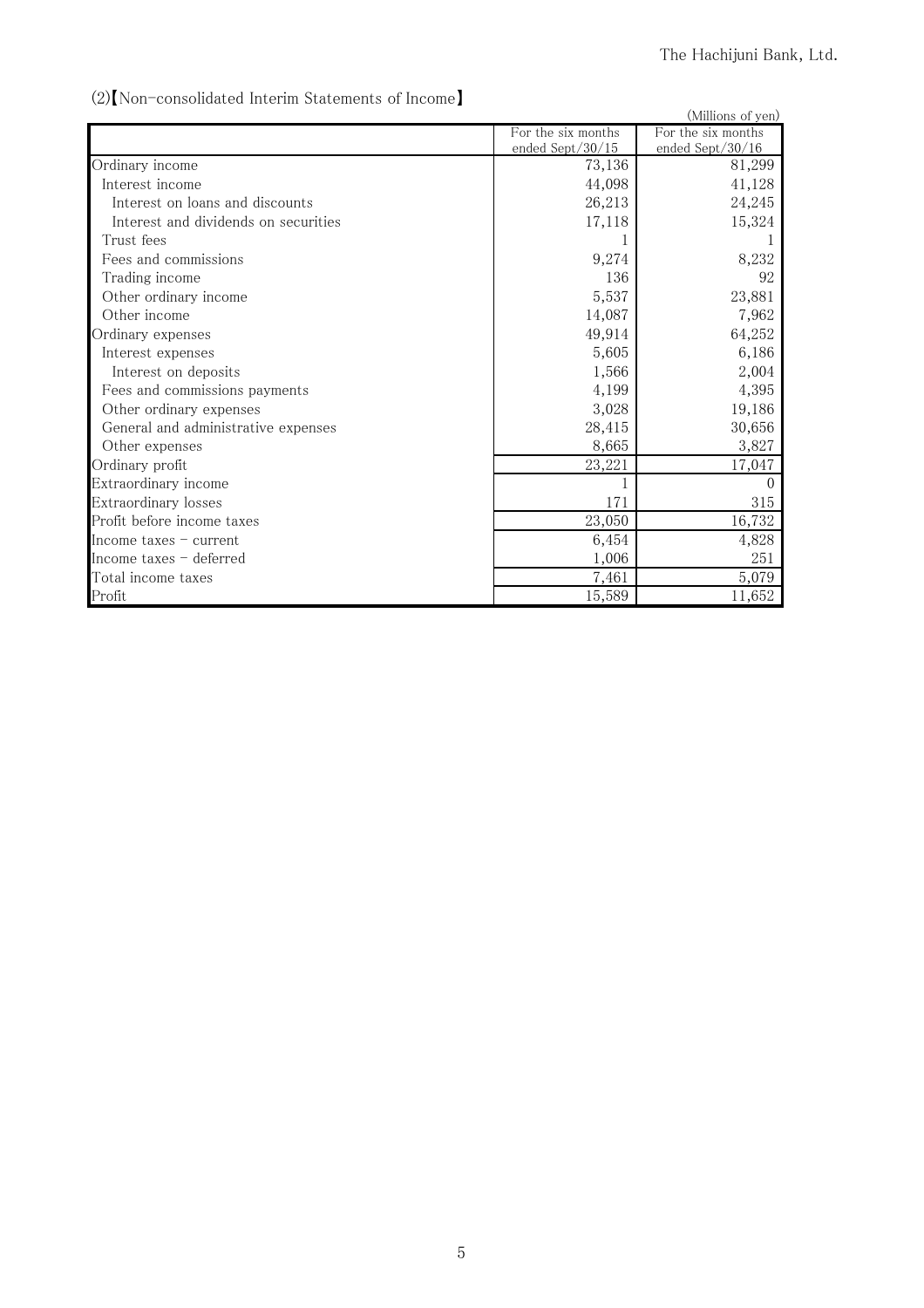The Hachijuni Bank, Ltd.

## (2)【Non-consolidated Interim Statements of Income】

(Millions of yen)

| | For the six months ended Sept/30/15 | For the six months ended Sept/30/16 |
|---|---|---|
| Ordinary income | 73,136 | 81,299 |
| Interest income | 44,098 | 41,128 |
| Interest on loans and discounts | 26,213 | 24,245 |
| Interest and dividends on securities | 17,118 | 15,324 |
| Trust fees | 1 | 1 |
| Fees and commissions | 9,274 | 8,232 |
| Trading income | 136 | 92 |
| Other ordinary income | 5,537 | 23,881 |
| Other income | 14,087 | 7,962 |
| Ordinary expenses | 49,914 | 64,252 |
| Interest expenses | 5,605 | 6,186 |
| Interest on deposits | 1,566 | 2,004 |
| Fees and commissions payments | 4,199 | 4,395 |
| Other ordinary expenses | 3,028 | 19,186 |
| General and administrative expenses | 28,415 | 30,656 |
| Other expenses | 8,665 | 3,827 |
| Ordinary profit | 23,221 | 17,047 |
| Extraordinary income | 1 | 0 |
| Extraordinary losses | 171 | 315 |
| Profit before income taxes | 23,050 | 16,732 |
| Income taxes - current | 6,454 | 4,828 |
| Income taxes - deferred | 1,006 | 251 |
| Total income taxes | 7,461 | 5,079 |
| Profit | 15,589 | 11,652 |